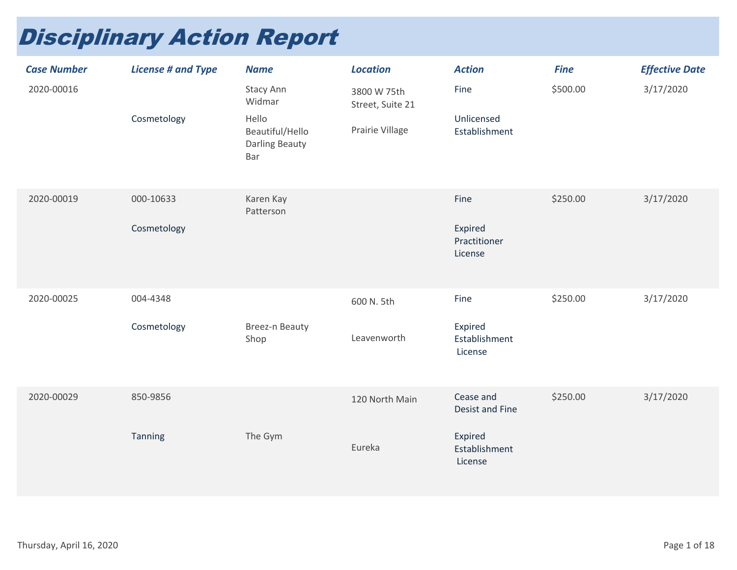# Disciplinary Action Report

| Case Number | License # and Type | Name | Location | Action | Fine | Effective Date |
|---|---|---|---|---|---|---|
| 2020-00016 | Cosmetology | Stacy Ann Widmar<br>Hello Beautiful/Hello Darling Beauty Bar | 3800 W 75th Street, Suite 21<br>Prairie Village | Fine<br>Unlicensed Establishment | $500.00 | 3/17/2020 |
| 2020-00019 | 000-10633<br>Cosmetology | Karen Kay Patterson | | Fine<br>Expired Practitioner License | $250.00 | 3/17/2020 |
| 2020-00025 | 004-4348<br>Cosmetology | Breez-n Beauty Shop | 600 N. 5th<br>Leavenworth | Fine<br>Expired Establishment License | $250.00 | 3/17/2020 |
| 2020-00029 | 850-9856<br>Tanning | The Gym | 120 North Main<br>Eureka | Cease and Desist and Fine<br>Expired Establishment License | $250.00 | 3/17/2020 |

Thursday, April 16, 2020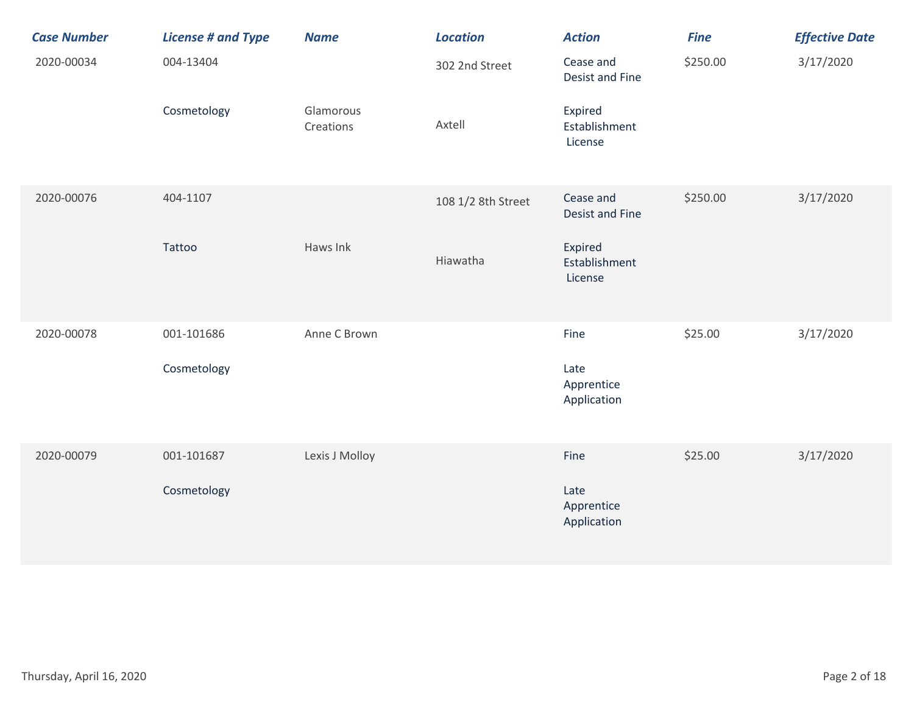| Case Number | License # and Type | Name | Location | Action | Fine | Effective Date |
|---|---|---|---|---|---|---|
| 2020-00034 | 004-13404 Cosmetology | Glamorous Creations | 302 2nd Street Axtell | Cease and Desist and Fine Expired Establishment License | $250.00 | 3/17/2020 |
| 2020-00076 | 404-1107 Tattoo | Haws Ink | 108 1/2 8th Street Hiawatha | Cease and Desist and Fine Expired Establishment License | $250.00 | 3/17/2020 |
| 2020-00078 | 001-101686 Cosmetology | Anne C Brown | | Fine Late Apprentice Application | $25.00 | 3/17/2020 |
| 2020-00079 | 001-101687 Cosmetology | Lexis J Molloy | | Fine Late Apprentice Application | $25.00 | 3/17/2020 |

Thursday, April 16, 2020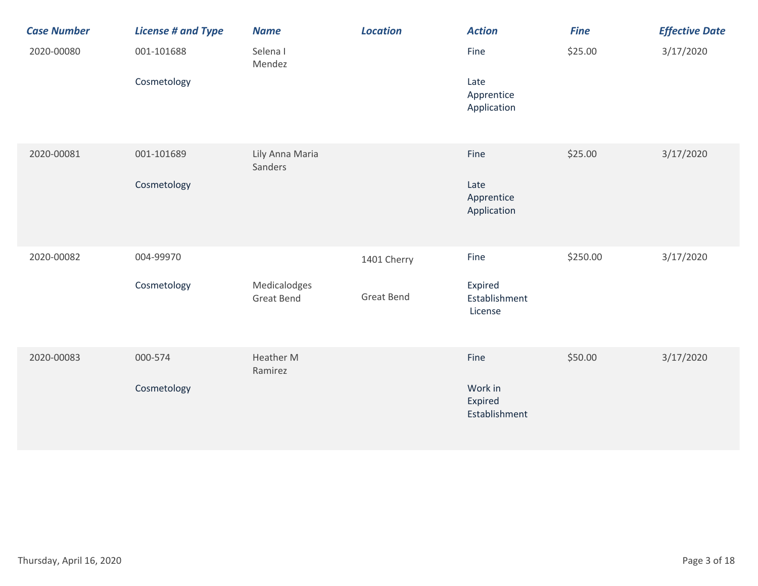| Case Number | License # and Type | Name | Location | Action | Fine | Effective Date |
|---|---|---|---|---|---|---|
| 2020-00080 | 001-101688 Cosmetology | Selena I Mendez | | Fine Late Apprentice Application | $25.00 | 3/17/2020 |
| 2020-00081 | 001-101689 Cosmetology | Lily Anna Maria Sanders | | Fine Late Apprentice Application | $25.00 | 3/17/2020 |
| 2020-00082 | 004-99970 Cosmetology | Medicalodges Great Bend | 1401 Cherry Great Bend | Fine Expired Establishment License | $250.00 | 3/17/2020 |
| 2020-00083 | 000-574 Cosmetology | Heather M Ramirez | | Fine Work in Expired Establishment | $50.00 | 3/17/2020 |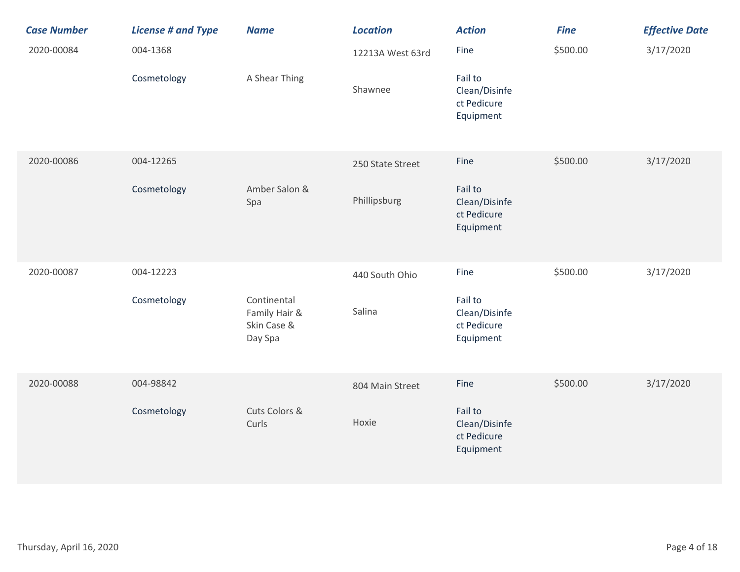| Case Number | License # and Type | Name | Location | Action | Fine | Effective Date |
|---|---|---|---|---|---|---|
| 2020-00084 | 004-1368 Cosmetology | A Shear Thing | 12213A West 63rd Shawnee | Fine Fail to Clean/Disinfect Pedicure Equipment | $500.00 | 3/17/2020 |
| 2020-00086 | 004-12265 Cosmetology | Amber Salon & Spa | 250 State Street Phillipsburg | Fine Fail to Clean/Disinfect Pedicure Equipment | $500.00 | 3/17/2020 |
| 2020-00087 | 004-12223 Cosmetology | Continental Family Hair & Skin Case & Day Spa | 440 South Ohio Salina | Fine Fail to Clean/Disinfect Pedicure Equipment | $500.00 | 3/17/2020 |
| 2020-00088 | 004-98842 Cosmetology | Cuts Colors & Curls | 804 Main Street Hoxie | Fine Fail to Clean/Disinfect Pedicure Equipment | $500.00 | 3/17/2020 |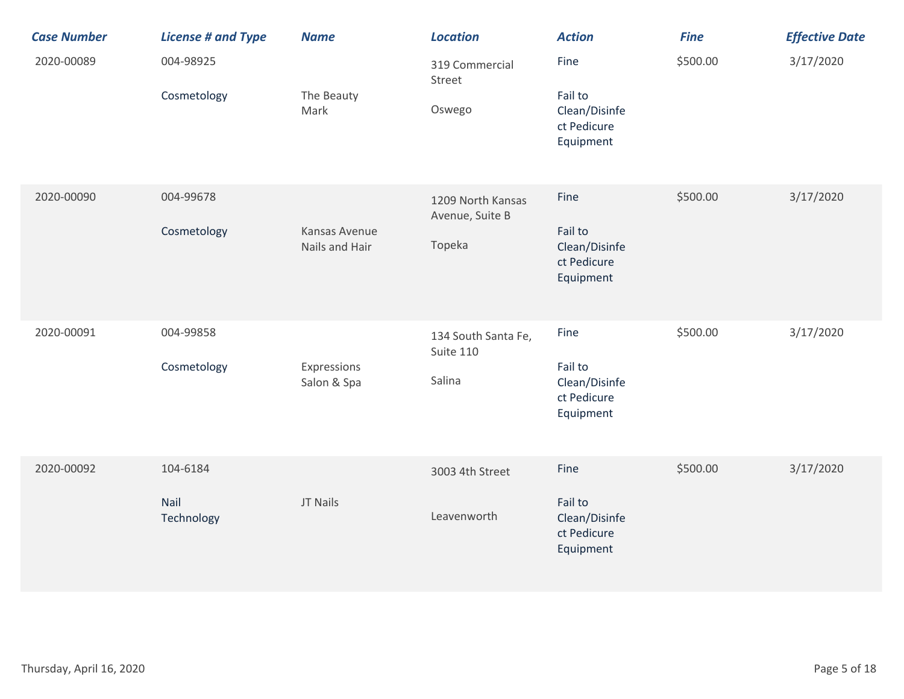| Case Number | License # and Type | Name | Location | Action | Fine | Effective Date |
|---|---|---|---|---|---|---|
| 2020-00089 | 004-98925 Cosmetology | The Beauty Mark | 319 Commercial Street Oswego | Fine Fail to Clean/Disinfect Pedicure Equipment | $500.00 | 3/17/2020 |
| 2020-00090 | 004-99678 Cosmetology | Kansas Avenue Nails and Hair | 1209 North Kansas Avenue, Suite B Topeka | Fine Fail to Clean/Disinfect Pedicure Equipment | $500.00 | 3/17/2020 |
| 2020-00091 | 004-99858 Cosmetology | Expressions Salon & Spa | 134 South Santa Fe, Suite 110 Salina | Fine Fail to Clean/Disinfect Pedicure Equipment | $500.00 | 3/17/2020 |
| 2020-00092 | 104-6184 Nail Technology | JT Nails | 3003 4th Street Leavenworth | Fine Fail to Clean/Disinfect Pedicure Equipment | $500.00 | 3/17/2020 |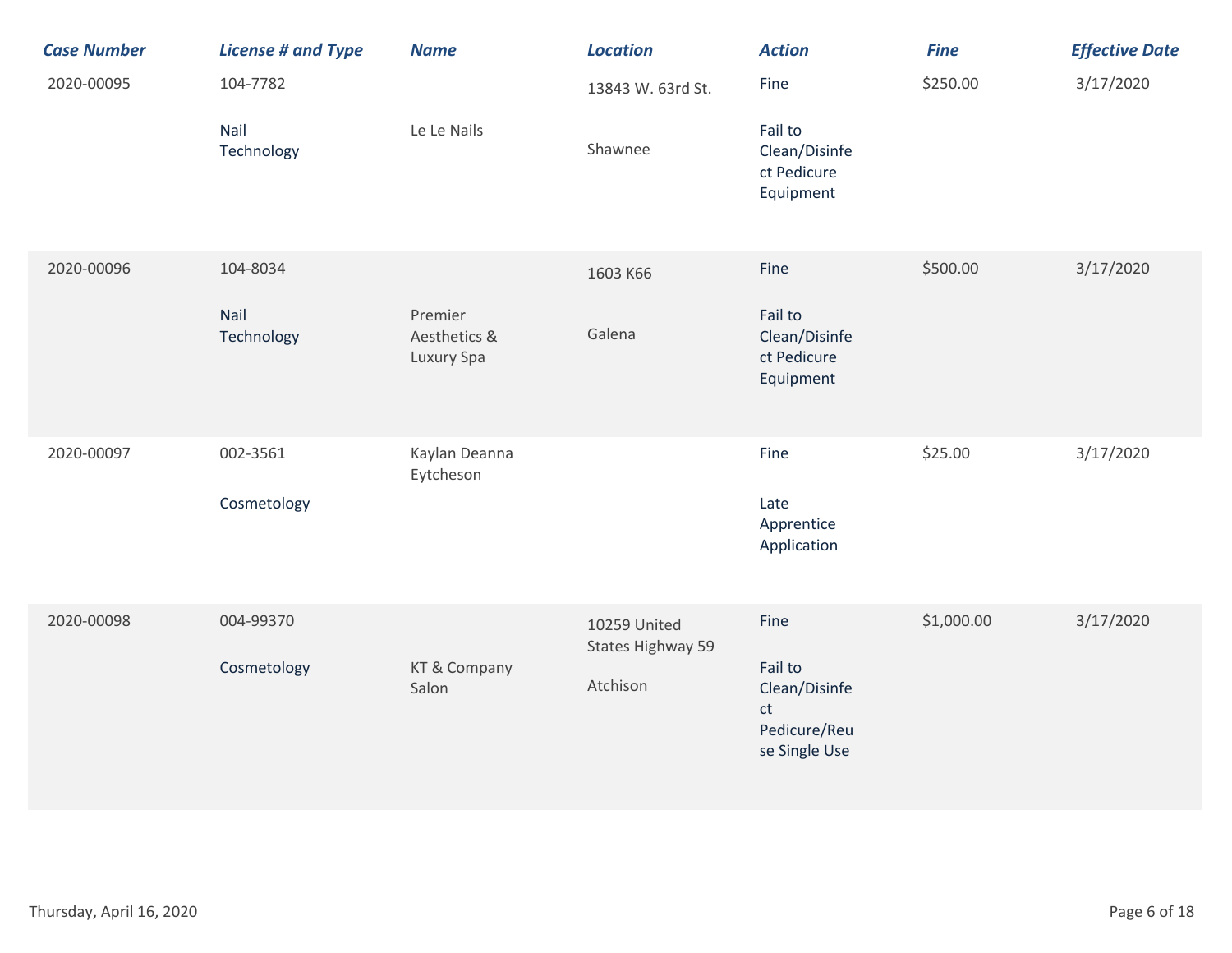| Case Number | License # and Type | Name | Location | Action | Fine | Effective Date |
| --- | --- | --- | --- | --- | --- | --- |
| 2020-00095 | 104-7782<br>Nail Technology | Le Le Nails | 13843 W. 63rd St.<br>Shawnee | Fine<br>Fail to Clean/Disinfect Pedicure Equipment | $250.00 | 3/17/2020 |
| 2020-00096 | 104-8034<br>Nail Technology | Premier Aesthetics & Luxury Spa | 1603 K66<br>Galena | Fine<br>Fail to Clean/Disinfect Pedicure Equipment | $500.00 | 3/17/2020 |
| 2020-00097 | 002-3561<br>Cosmetology | Kaylan Deanna Eytcheson | | Fine<br>Late Apprentice Application | $25.00 | 3/17/2020 |
| 2020-00098 | 004-99370<br>Cosmetology | KT & Company Salon | 10259 United States Highway 59<br>Atchison | Fine<br>Fail to Clean/Disinfect Pedicure/Reuse Single Use | $1,000.00 | 3/17/2020 |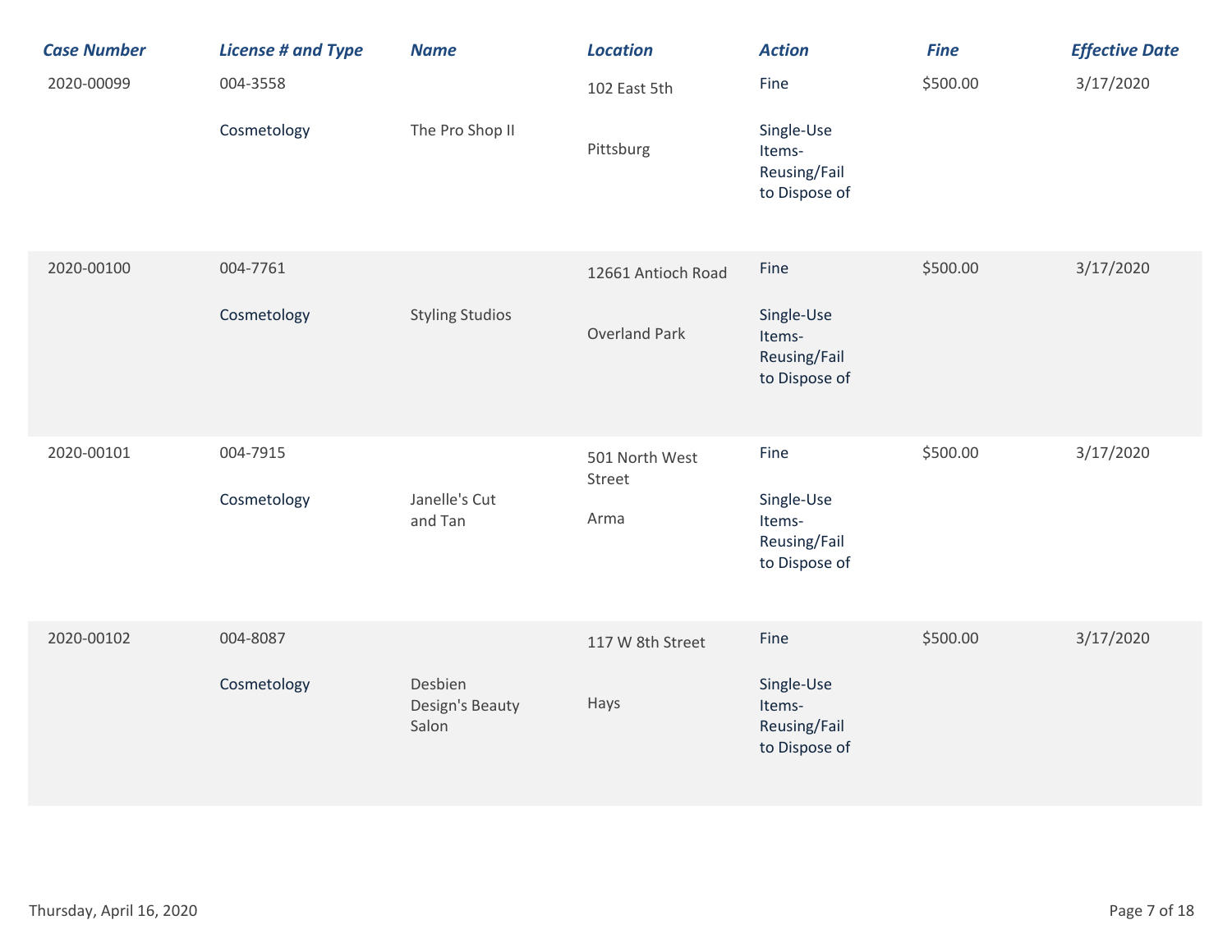| Case Number | License # and Type | Name | Location | Action | Fine | Effective Date |
|---|---|---|---|---|---|---|
| 2020-00099 | 004-3558 Cosmetology | The Pro Shop II | 102 East 5th Pittsburg | Fine Single-Use Items-Reusing/Fail to Dispose of | $500.00 | 3/17/2020 |
| 2020-00100 | 004-7761 Cosmetology | Styling Studios | 12661 Antioch Road Overland Park | Fine Single-Use Items-Reusing/Fail to Dispose of | $500.00 | 3/17/2020 |
| 2020-00101 | 004-7915 Cosmetology | Janelle's Cut and Tan | 501 North West Street Arma | Fine Single-Use Items-Reusing/Fail to Dispose of | $500.00 | 3/17/2020 |
| 2020-00102 | 004-8087 Cosmetology | Desbien Design's Beauty Salon | 117 W 8th Street Hays | Fine Single-Use Items-Reusing/Fail to Dispose of | $500.00 | 3/17/2020 |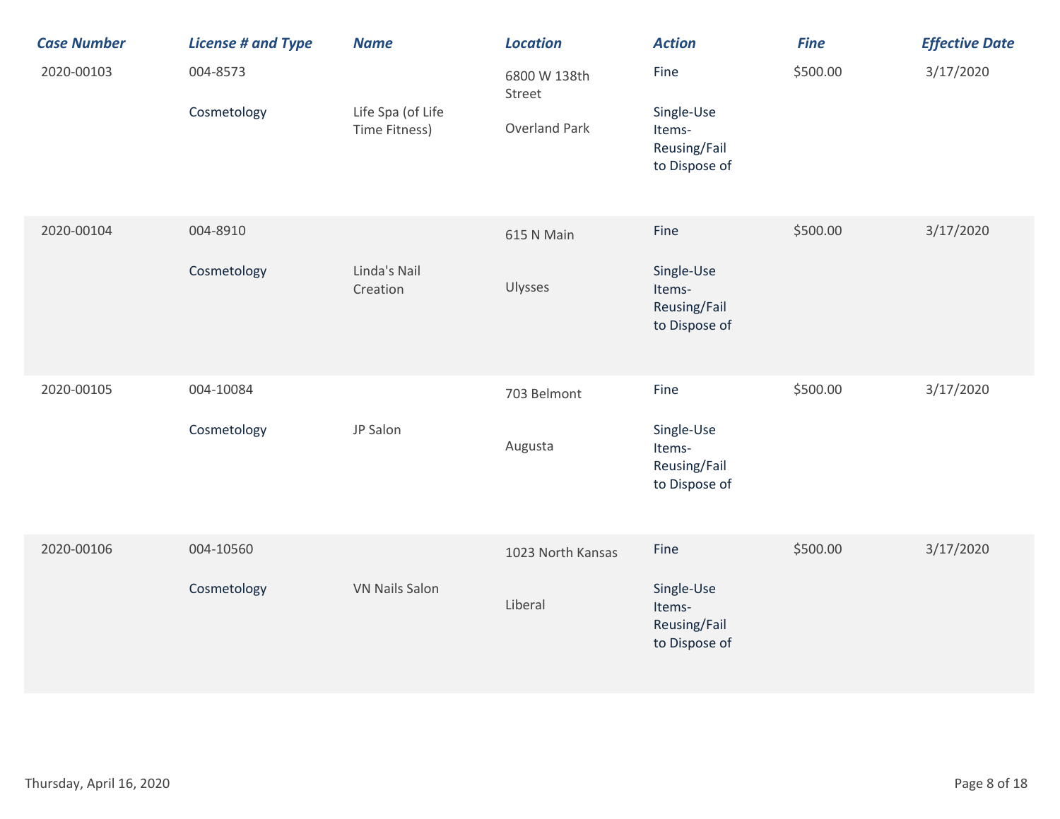| Case Number | License # and Type | Name | Location | Action | Fine | Effective Date |
|---|---|---|---|---|---|---|
| 2020-00103 | 004-8573 Cosmetology | Life Spa (of Life Time Fitness) | 6800 W 138th Street Overland Park | Fine Single-Use Items-Reusing/Fail to Dispose of | $500.00 | 3/17/2020 |
| 2020-00104 | 004-8910 Cosmetology | Linda's Nail Creation | 615 N Main Ulysses | Fine Single-Use Items-Reusing/Fail to Dispose of | $500.00 | 3/17/2020 |
| 2020-00105 | 004-10084 Cosmetology | JP Salon | 703 Belmont Augusta | Fine Single-Use Items-Reusing/Fail to Dispose of | $500.00 | 3/17/2020 |
| 2020-00106 | 004-10560 Cosmetology | VN Nails Salon | 1023 North Kansas Liberal | Fine Single-Use Items-Reusing/Fail to Dispose of | $500.00 | 3/17/2020 |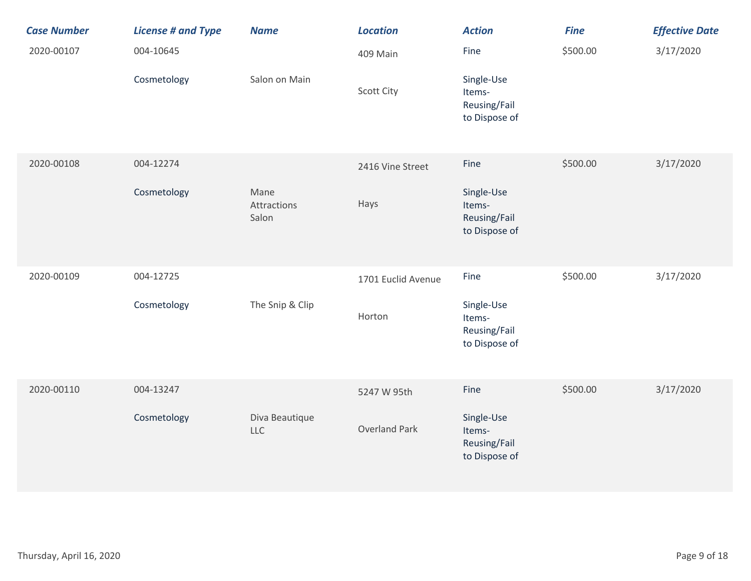| Case Number | License # and Type | Name | Location | Action | Fine | Effective Date |
|---|---|---|---|---|---|---|
| 2020-00107 | 004-10645 Cosmetology | Salon on Main | 409 Main Scott City | Fine Single-Use Items-Reusing/Fail to Dispose of | $500.00 | 3/17/2020 |
| 2020-00108 | 004-12274 Cosmetology | Mane Attractions Salon | 2416 Vine Street Hays | Fine Single-Use Items-Reusing/Fail to Dispose of | $500.00 | 3/17/2020 |
| 2020-00109 | 004-12725 Cosmetology | The Snip & Clip | 1701 Euclid Avenue Horton | Fine Single-Use Items-Reusing/Fail to Dispose of | $500.00 | 3/17/2020 |
| 2020-00110 | 004-13247 Cosmetology | Diva Beautique LLC | 5247 W 95th Overland Park | Fine Single-Use Items-Reusing/Fail to Dispose of | $500.00 | 3/17/2020 |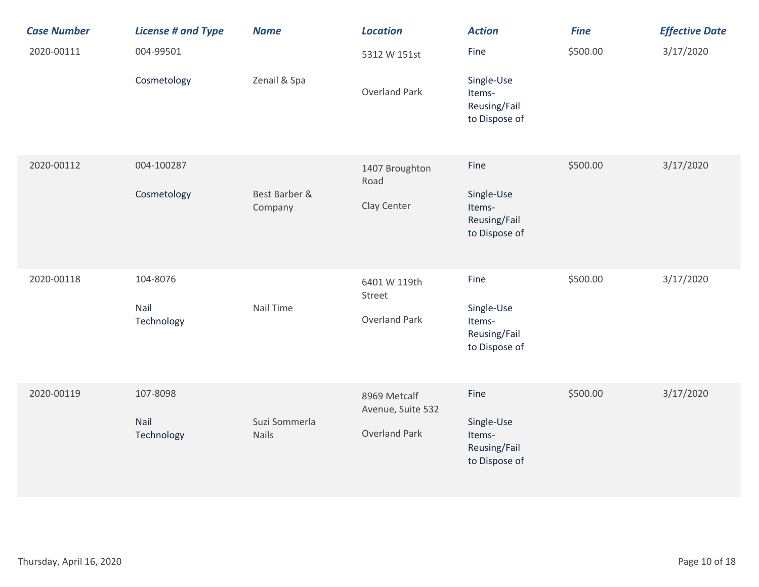| Case Number | License # and Type | Name | Location | Action | Fine | Effective Date |
|---|---|---|---|---|---|---|
| 2020-00111 | 004-99501 Cosmetology | Zenail & Spa | 5312 W 151st Overland Park | Fine Single-Use Items-Reusing/Fail to Dispose of | $500.00 | 3/17/2020 |
| 2020-00112 | 004-100287 Cosmetology | Best Barber & Company | 1407 Broughton Road Clay Center | Fine Single-Use Items-Reusing/Fail to Dispose of | $500.00 | 3/17/2020 |
| 2020-00118 | 104-8076 Nail Technology | Nail Time | 6401 W 119th Street Overland Park | Fine Single-Use Items-Reusing/Fail to Dispose of | $500.00 | 3/17/2020 |
| 2020-00119 | 107-8098 Nail Technology | Suzi Sommerla Nails | 8969 Metcalf Avenue, Suite 532 Overland Park | Fine Single-Use Items-Reusing/Fail to Dispose of | $500.00 | 3/17/2020 |

Thursday, April 16, 2020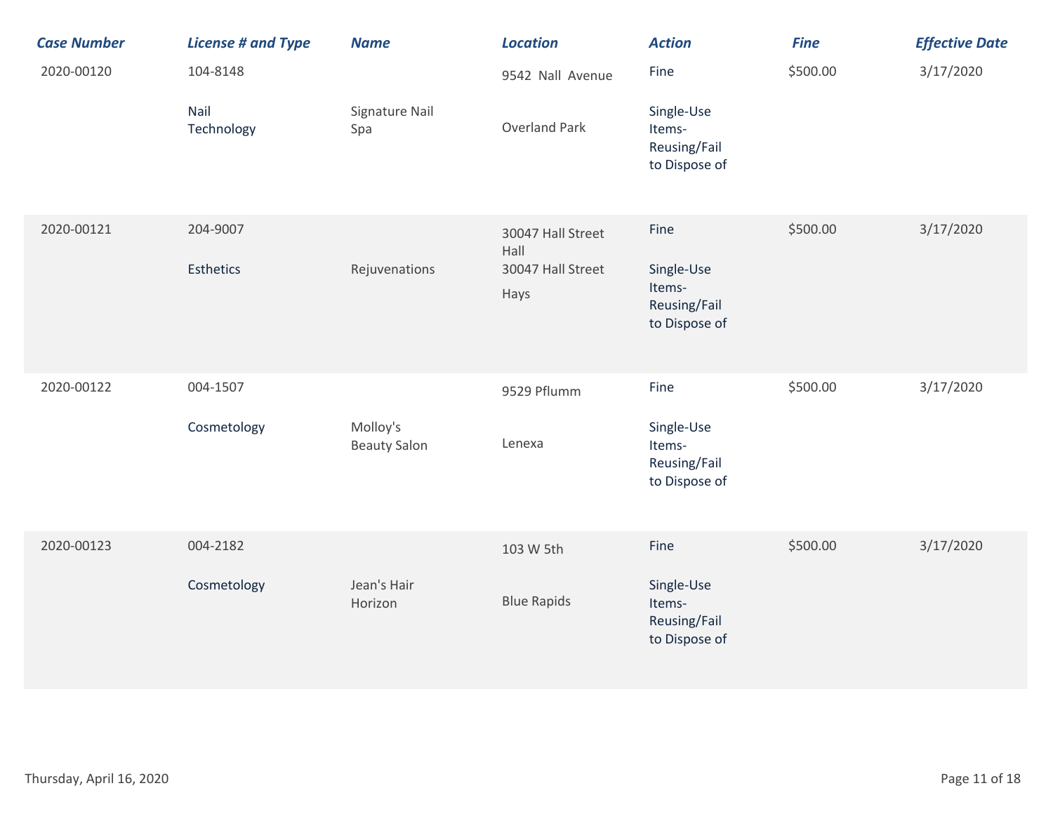| Case Number | License # and Type | Name | Location | Action | Fine | Effective Date |
|---|---|---|---|---|---|---|
| 2020-00120 | 104-8148 Nail Technology | Signature Nail Spa | 9542 Nall Avenue Overland Park | Fine Single-Use Items-Reusing/Fail to Dispose of | $500.00 | 3/17/2020 |
| 2020-00121 | 204-9007 Esthetics | Rejuvenations | 30047 Hall Street Hall 30047 Hall Street Hays | Fine Single-Use Items-Reusing/Fail to Dispose of | $500.00 | 3/17/2020 |
| 2020-00122 | 004-1507 Cosmetology | Molloy's Beauty Salon | 9529 Pflumm Lenexa | Fine Single-Use Items-Reusing/Fail to Dispose of | $500.00 | 3/17/2020 |
| 2020-00123 | 004-2182 Cosmetology | Jean's Hair Horizon | 103 W 5th Blue Rapids | Fine Single-Use Items-Reusing/Fail to Dispose of | $500.00 | 3/17/2020 |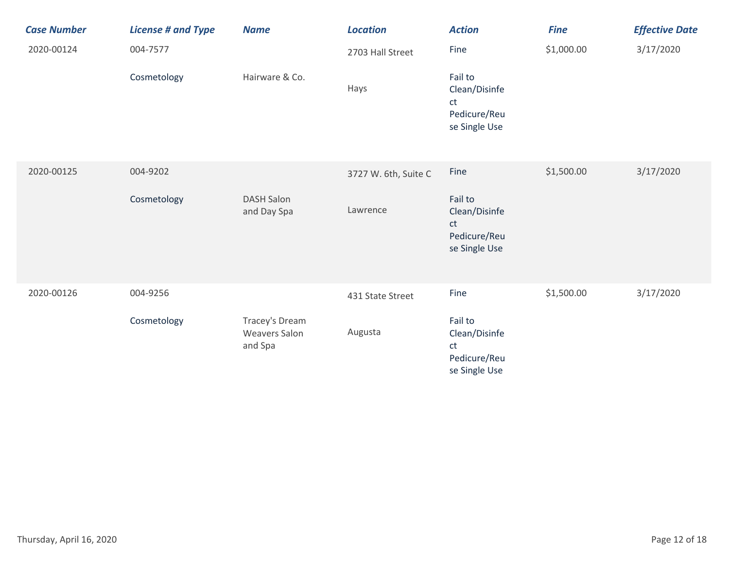| Case Number | License # and Type | Name | Location | Action | Fine | Effective Date |
| --- | --- | --- | --- | --- | --- | --- |
| 2020-00124 | 004-7577 Cosmetology | Hairware & Co. | 2703 Hall Street Hays | Fine Fail to Clean/Disinfect Pedicure/Reuse Single Use | $1,000.00 | 3/17/2020 |
| 2020-00125 | 004-9202 Cosmetology | DASH Salon and Day Spa | 3727 W. 6th, Suite C Lawrence | Fine Fail to Clean/Disinfect Pedicure/Reuse Single Use | $1,500.00 | 3/17/2020 |
| 2020-00126 | 004-9256 Cosmetology | Tracey's Dream Weavers Salon and Spa | 431 State Street Augusta | Fine Fail to Clean/Disinfect Pedicure/Reuse Single Use | $1,500.00 | 3/17/2020 |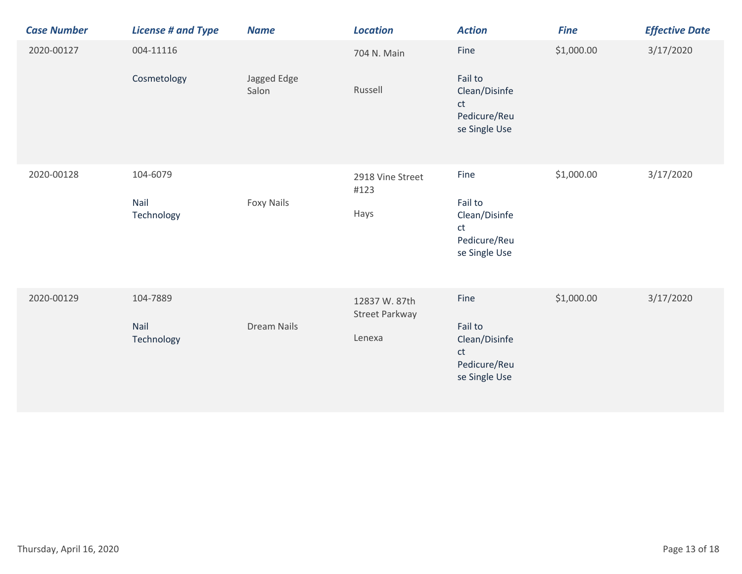| Case Number | License # and Type | Name | Location | Action | Fine | Effective Date |
|---|---|---|---|---|---|---|
| 2020-00127 | 004-11116 Cosmetology | Jagged Edge Salon | 704 N. Main Russell | Fine Fail to Clean/Disinfect Pedicure/Reuse Single Use | $1,000.00 | 3/17/2020 |
| 2020-00128 | 104-6079 Nail Technology | Foxy Nails | 2918 Vine Street #123 Hays | Fine Fail to Clean/Disinfect Pedicure/Reuse Single Use | $1,000.00 | 3/17/2020 |
| 2020-00129 | 104-7889 Nail Technology | Dream Nails | 12837 W. 87th Street Parkway Lenexa | Fine Fail to Clean/Disinfect Pedicure/Reuse Single Use | $1,000.00 | 3/17/2020 |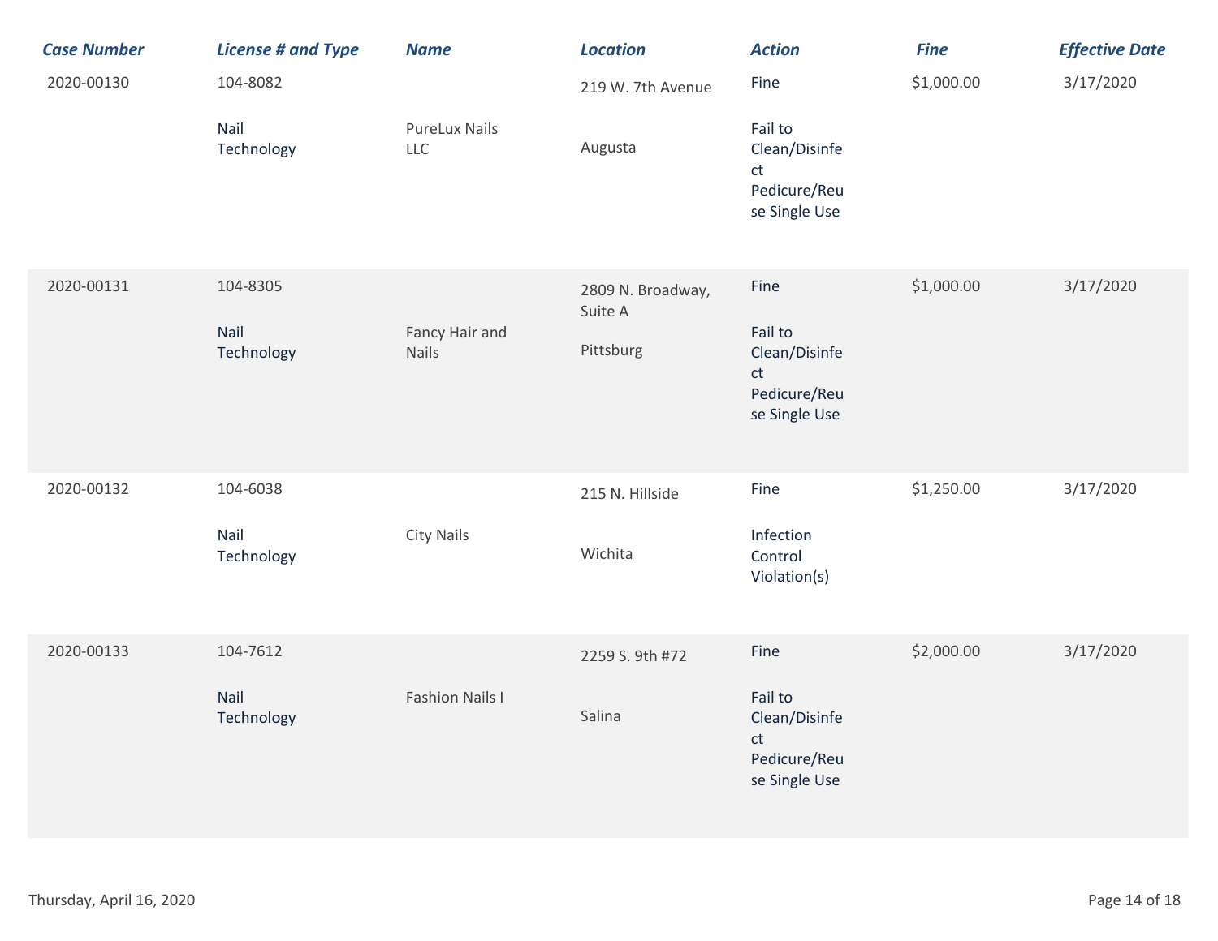| Case Number | License # and Type | Name | Location | Action | Fine | Effective Date |
|---|---|---|---|---|---|---|
| 2020-00130 | 104-8082 Nail Technology | PureLux Nails LLC | 219 W. 7th Avenue Augusta | Fine Fail to Clean/Disinfect Pedicure/Reuse Single Use | $1,000.00 | 3/17/2020 |
| 2020-00131 | 104-8305 Nail Technology | Fancy Hair and Nails | 2809 N. Broadway, Suite A Pittsburg | Fine Fail to Clean/Disinfect Pedicure/Reuse Single Use | $1,000.00 | 3/17/2020 |
| 2020-00132 | 104-6038 Nail Technology | City Nails | 215 N. Hillside Wichita | Fine Infection Control Violation(s) | $1,250.00 | 3/17/2020 |
| 2020-00133 | 104-7612 Nail Technology | Fashion Nails I | 2259 S. 9th #72 Salina | Fine Fail to Clean/Disinfect Pedicure/Reuse Single Use | $2,000.00 | 3/17/2020 |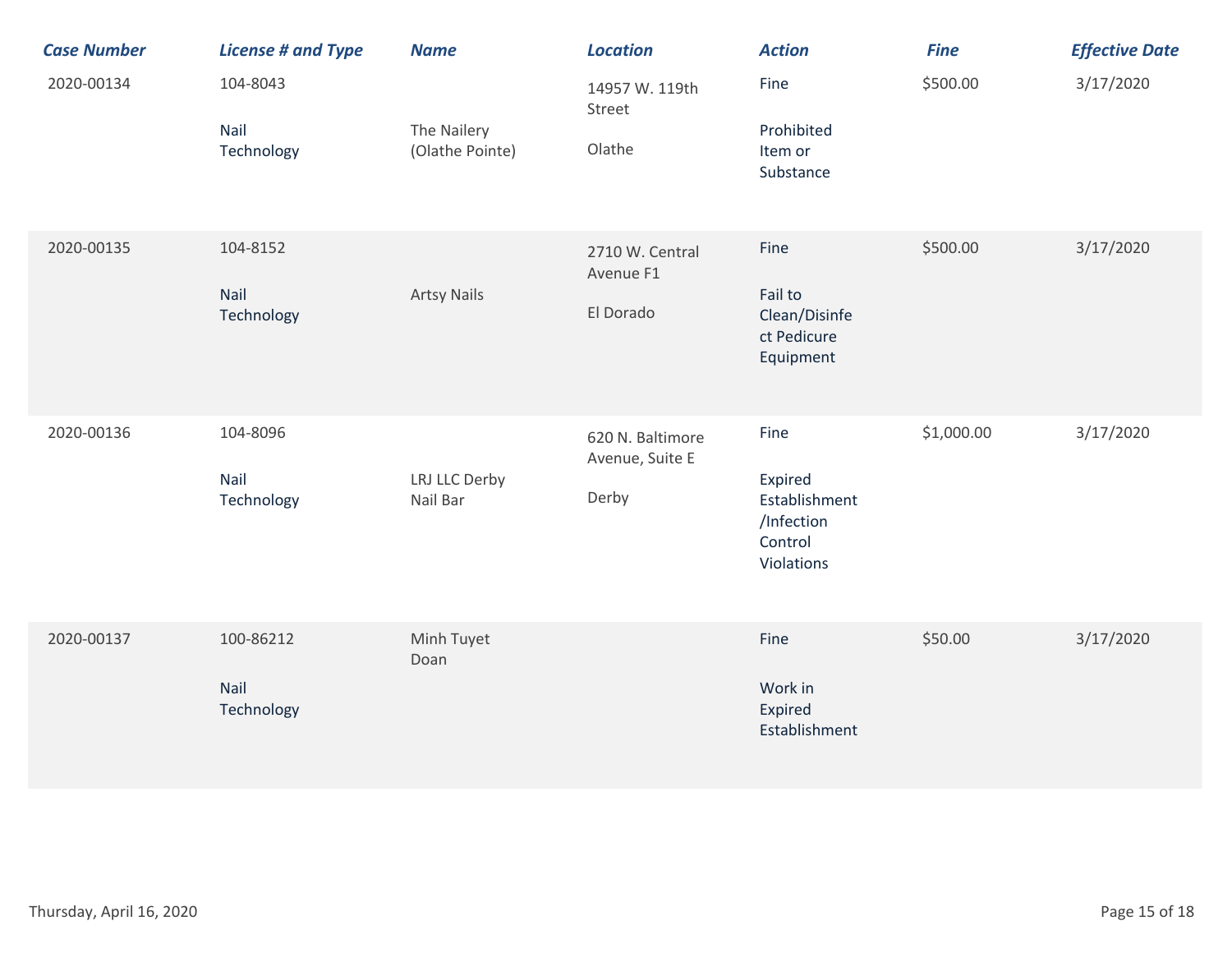| Case Number | License # and Type | Name | Location | Action | Fine | Effective Date |
|---|---|---|---|---|---|---|
| 2020-00134 | 104-8043 Nail Technology | The Nailery (Olathe Pointe) | 14957 W. 119th Street Olathe | Fine Prohibited Item or Substance | $500.00 | 3/17/2020 |
| 2020-00135 | 104-8152 Nail Technology | Artsy Nails | 2710 W. Central Avenue F1 El Dorado | Fine Fail to Clean/Disinfect Pedicure Equipment | $500.00 | 3/17/2020 |
| 2020-00136 | 104-8096 Nail Technology | LRJ LLC Derby Nail Bar | 620 N. Baltimore Avenue, Suite E Derby | Fine Expired Establishment /Infection Control Violations | $1,000.00 | 3/17/2020 |
| 2020-00137 | 100-86212 Nail Technology | Minh Tuyet Doan | | Fine Work in Expired Establishment | $50.00 | 3/17/2020 |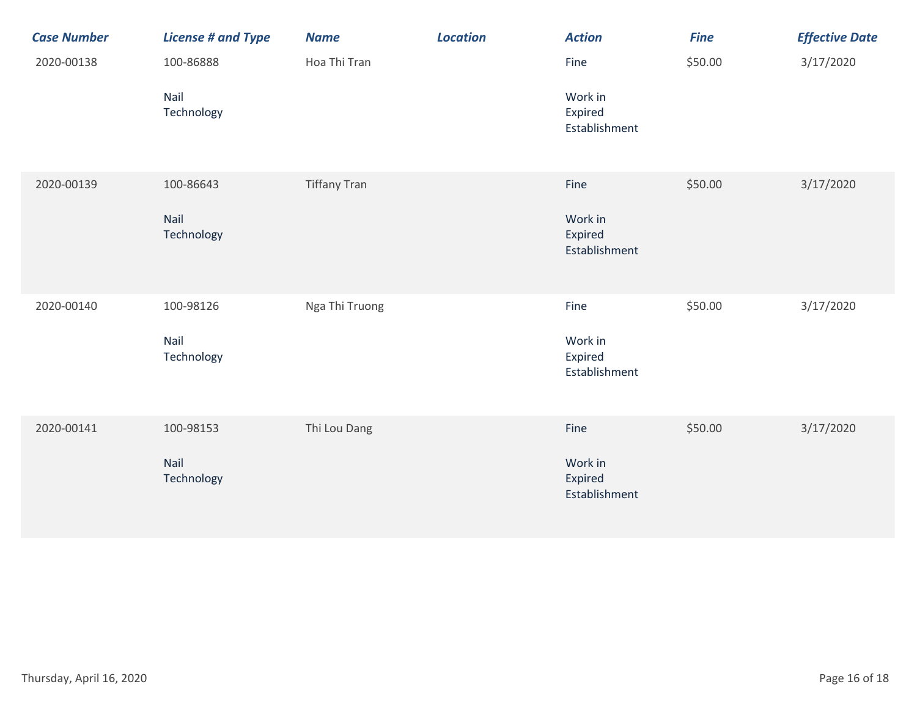| Case Number | License # and Type | Name | Location | Action | Fine | Effective Date |
|---|---|---|---|---|---|---|
| 2020-00138 | 100-86888<br>Nail Technology | Hoa Thi Tran | | Fine<br>Work in Expired Establishment | $50.00 | 3/17/2020 |
| 2020-00139 | 100-86643<br>Nail Technology | Tiffany Tran | | Fine<br>Work in Expired Establishment | $50.00 | 3/17/2020 |
| 2020-00140 | 100-98126<br>Nail Technology | Nga Thi Truong | | Fine<br>Work in Expired Establishment | $50.00 | 3/17/2020 |
| 2020-00141 | 100-98153<br>Nail Technology | Thi Lou Dang | | Fine<br>Work in Expired Establishment | $50.00 | 3/17/2020 |

Thursday, April 16, 2020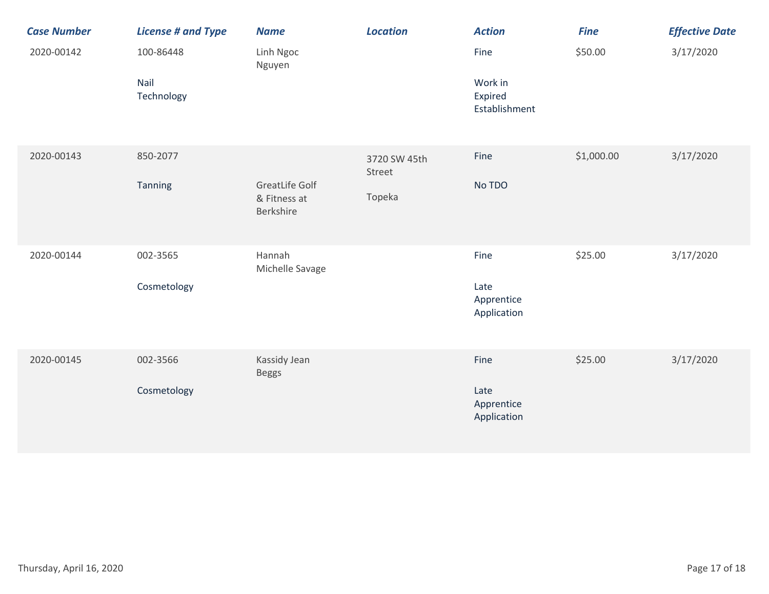| Case Number | License # and Type | Name | Location | Action | Fine | Effective Date |
|---|---|---|---|---|---|---|
| 2020-00142 | 100-86448 Nail Technology | Linh Ngoc Nguyen | | Fine Work in Expired Establishment | $50.00 | 3/17/2020 |
| 2020-00143 | 850-2077 Tanning | GreatLife Golf & Fitness at Berkshire | 3720 SW 45th Street Topeka | Fine No TDO | $1,000.00 | 3/17/2020 |
| 2020-00144 | 002-3565 Cosmetology | Hannah Michelle Savage | | Fine Late Apprentice Application | $25.00 | 3/17/2020 |
| 2020-00145 | 002-3566 Cosmetology | Kassidy Jean Beggs | | Fine Late Apprentice Application | $25.00 | 3/17/2020 |

Thursday, April 16, 2020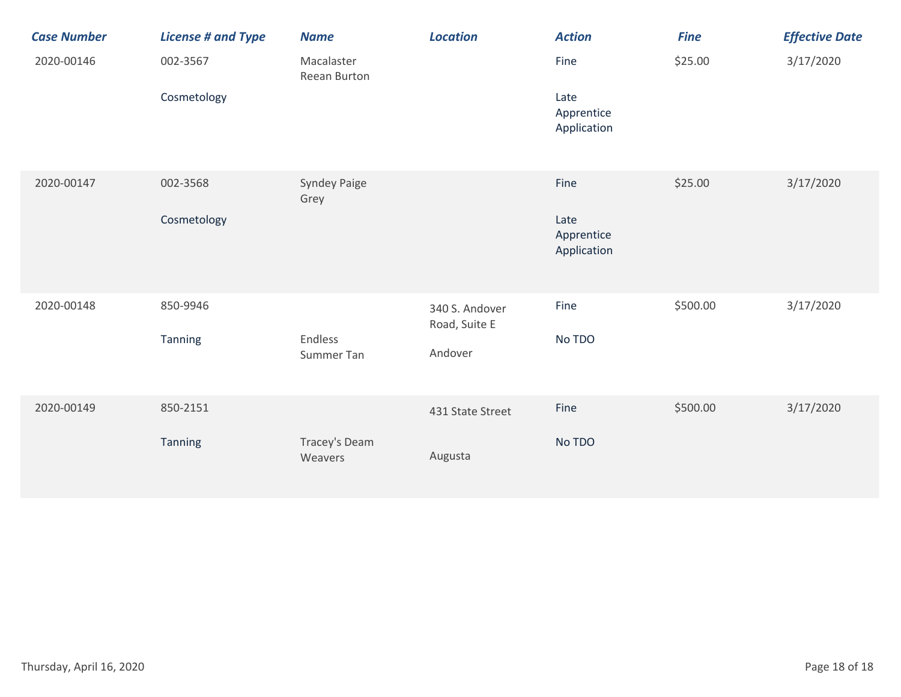| Case Number | License # and Type | Name | Location | Action | Fine | Effective Date |
|---|---|---|---|---|---|---|
| 2020-00146 | 002-3567 Cosmetology | Macalaster Reean Burton | | Fine Late Apprentice Application | $25.00 | 3/17/2020 |
| 2020-00147 | 002-3568 Cosmetology | Syndey Paige Grey | | Fine Late Apprentice Application | $25.00 | 3/17/2020 |
| 2020-00148 | 850-9946 Tanning | Endless Summer Tan | 340 S. Andover Road, Suite E Andover | Fine No TDO | $500.00 | 3/17/2020 |
| 2020-00149 | 850-2151 Tanning | Tracey's Deam Weavers | 431 State Street Augusta | Fine No TDO | $500.00 | 3/17/2020 |